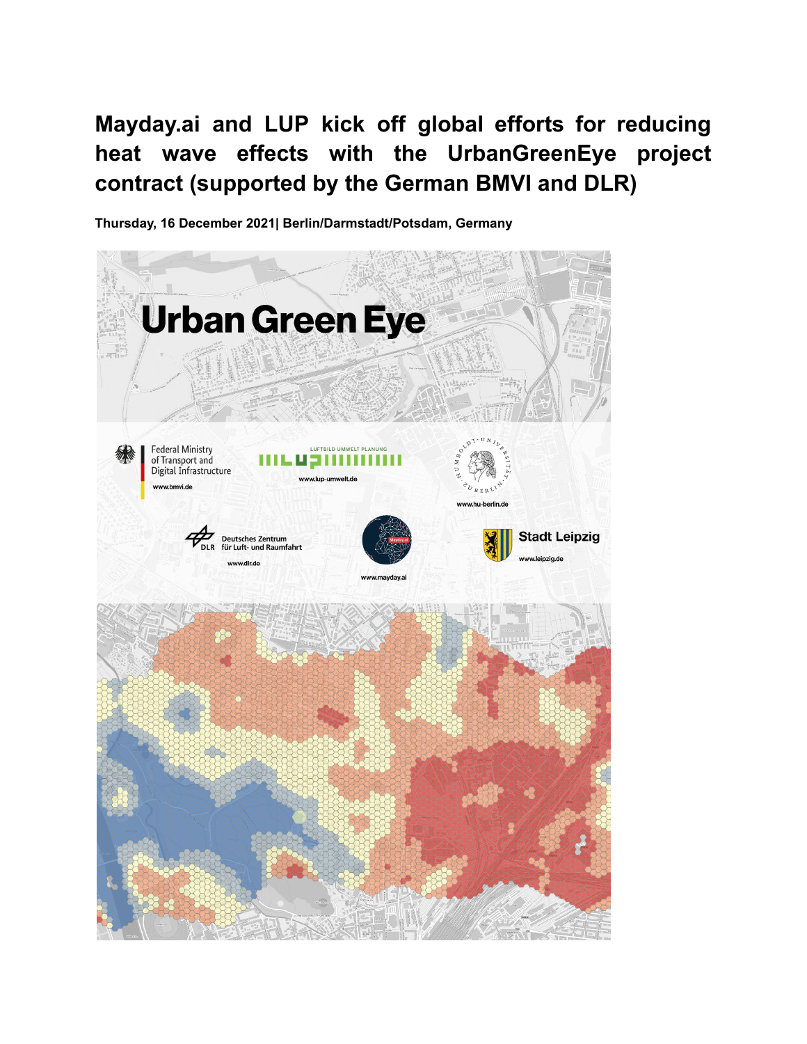# Mayday.ai and LUP kick off global efforts for reducing heat wave effects with the UrbanGreenEye project contract (supported by the German BMVI and DLR)

**Thursday, 16 December 2021| Berlin/Darmstadt/Potsdam, Germany**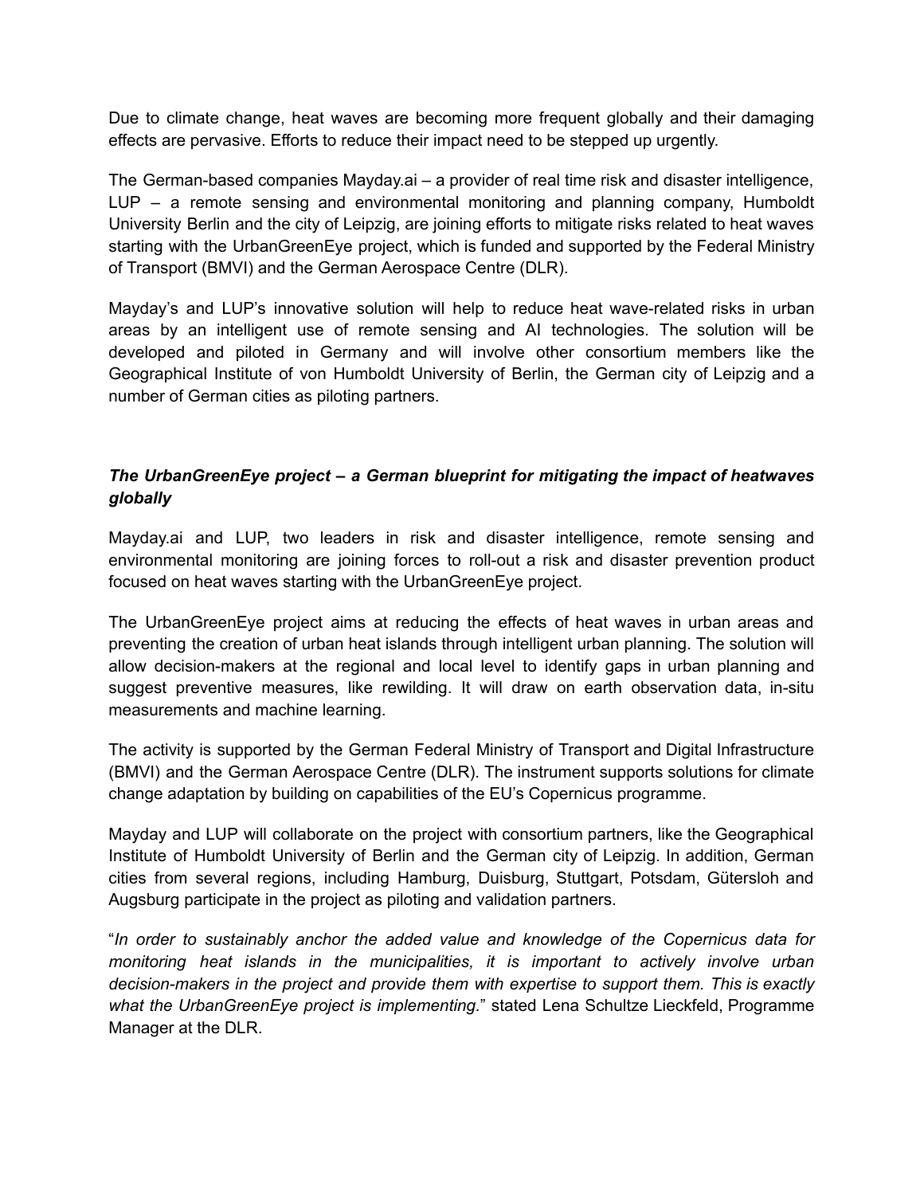Due to climate change, heat waves are becoming more frequent globally and their damaging effects are pervasive. Efforts to reduce their impact need to be stepped up urgently.

The German-based companies Mayday.ai – a provider of real time risk and disaster intelligence, LUP – a remote sensing and environmental monitoring and planning company, Humboldt University Berlin and the city of Leipzig, are joining efforts to mitigate risks related to heat waves starting with the UrbanGreenEye project, which is funded and supported by the Federal Ministry of Transport (BMVI) and the German Aerospace Centre (DLR).

Mayday's and LUP's innovative solution will help to reduce heat wave-related risks in urban areas by an intelligent use of remote sensing and AI technologies. The solution will be developed and piloted in Germany and will involve other consortium members like the Geographical Institute of von Humboldt University of Berlin, the German city of Leipzig and a number of German cities as piloting partners.

***The UrbanGreenEye project – a German blueprint for mitigating the impact of heatwaves globally***

Mayday.ai and LUP, two leaders in risk and disaster intelligence, remote sensing and environmental monitoring are joining forces to roll-out a risk and disaster prevention product focused on heat waves starting with the UrbanGreenEye project.

The UrbanGreenEye project aims at reducing the effects of heat waves in urban areas and preventing the creation of urban heat islands through intelligent urban planning. The solution will allow decision-makers at the regional and local level to identify gaps in urban planning and suggest preventive measures, like rewilding. It will draw on earth observation data, in-situ measurements and machine learning.

The activity is supported by the German Federal Ministry of Transport and Digital Infrastructure (BMVI) and the German Aerospace Centre (DLR). The instrument supports solutions for climate change adaptation by building on capabilities of the EU's Copernicus programme.

Mayday and LUP will collaborate on the project with consortium partners, like the Geographical Institute of Humboldt University of Berlin and the German city of Leipzig. In addition, German cities from several regions, including Hamburg, Duisburg, Stuttgart, Potsdam, Gütersloh and Augsburg participate in the project as piloting and validation partners.

"*In order to sustainably anchor the added value and knowledge of the Copernicus data for monitoring heat islands in the municipalities, it is important to actively involve urban decision-makers in the project and provide them with expertise to support them. This is exactly what the UrbanGreenEye project is implementing.*" stated Lena Schultze Lieckfeld, Programme Manager at the DLR.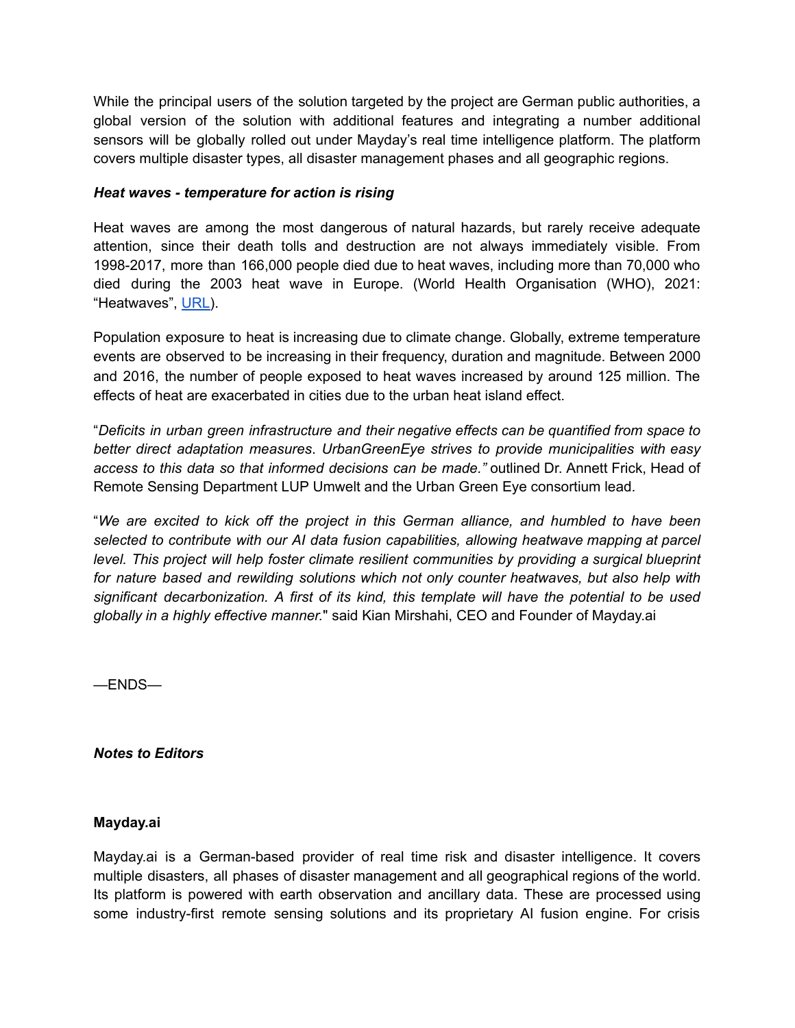While the principal users of the solution targeted by the project are German public authorities, a global version of the solution with additional features and integrating a number additional sensors will be globally rolled out under Mayday's real time intelligence platform. The platform covers multiple disaster types, all disaster management phases and all geographic regions.

***Heat waves - temperature for action is rising***

Heat waves are among the most dangerous of natural hazards, but rarely receive adequate attention, since their death tolls and destruction are not always immediately visible. From 1998-2017, more than 166,000 people died due to heat waves, including more than 70,000 who died during the 2003 heat wave in Europe. (World Health Organisation (WHO), 2021: "Heatwaves", URL).

Population exposure to heat is increasing due to climate change. Globally, extreme temperature events are observed to be increasing in their frequency, duration and magnitude. Between 2000 and 2016, the number of people exposed to heat waves increased by around 125 million. The effects of heat are exacerbated in cities due to the urban heat island effect.

"*Deficits in urban green infrastructure and their negative effects can be quantified from space to better direct adaptation measures*. *UrbanGreenEye strives to provide municipalities with easy access to this data so that informed decisions can be made."* outlined Dr. Annett Frick, Head of Remote Sensing Department LUP Umwelt and the Urban Green Eye consortium lead.

"*We are excited to kick off the project in this German alliance, and humbled to have been selected to contribute with our AI data fusion capabilities, allowing heatwave mapping at parcel level. This project will help foster climate resilient communities by providing a surgical blueprint for nature based and rewilding solutions which not only counter heatwaves, but also help with significant decarbonization. A first of its kind, this template will have the potential to be used globally in a highly effective manner.*" said Kian Mirshahi, CEO and Founder of Mayday.ai

—ENDS—

***Notes to Editors***

**Mayday.ai**

Mayday.ai is a German-based provider of real time risk and disaster intelligence. It covers multiple disasters, all phases of disaster management and all geographical regions of the world. Its platform is powered with earth observation and ancillary data. These are processed using some industry-first remote sensing solutions and its proprietary AI fusion engine. For crisis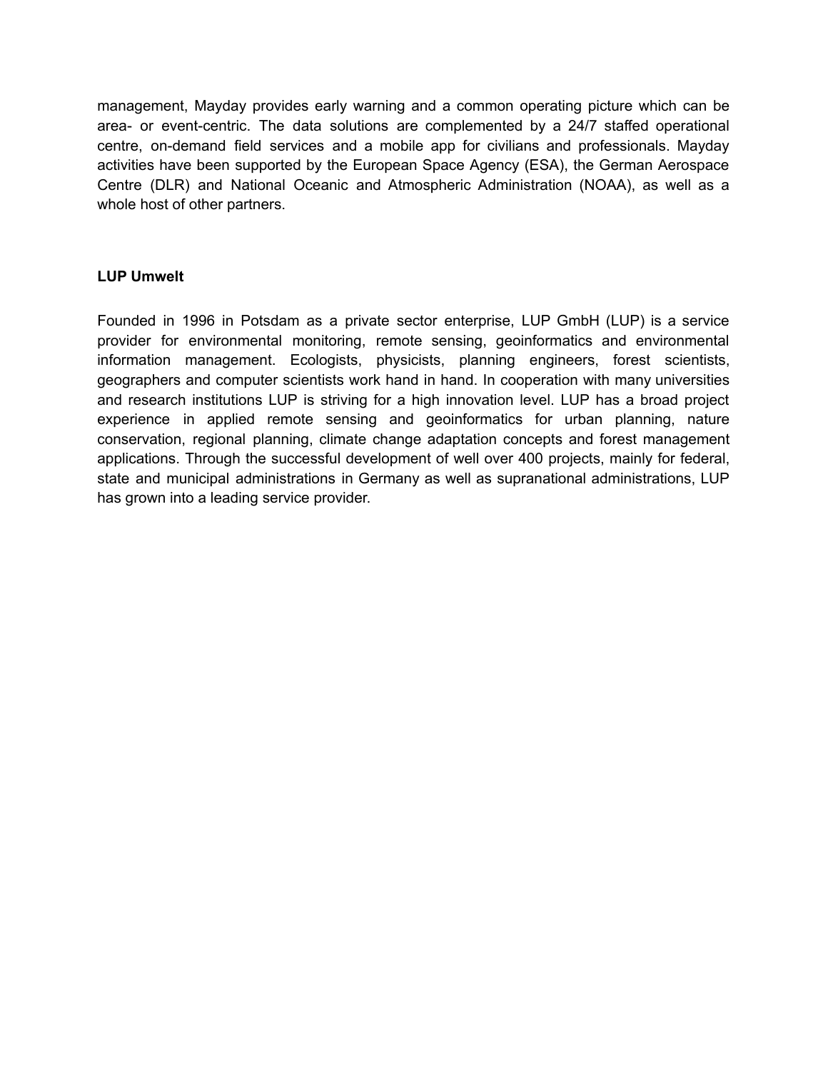management, Mayday provides early warning and a common operating picture which can be area- or event-centric. The data solutions are complemented by a 24/7 staffed operational centre, on-demand field services and a mobile app for civilians and professionals. Mayday activities have been supported by the European Space Agency (ESA), the German Aerospace Centre (DLR) and National Oceanic and Atmospheric Administration (NOAA), as well as a whole host of other partners.

**LUP Umwelt**

Founded in 1996 in Potsdam as a private sector enterprise, LUP GmbH (LUP) is a service provider for environmental monitoring, remote sensing, geoinformatics and environmental information management. Ecologists, physicists, planning engineers, forest scientists, geographers and computer scientists work hand in hand. In cooperation with many universities and research institutions LUP is striving for a high innovation level. LUP has a broad project experience in applied remote sensing and geoinformatics for urban planning, nature conservation, regional planning, climate change adaptation concepts and forest management applications. Through the successful development of well over 400 projects, mainly for federal, state and municipal administrations in Germany as well as supranational administrations, LUP has grown into a leading service provider.